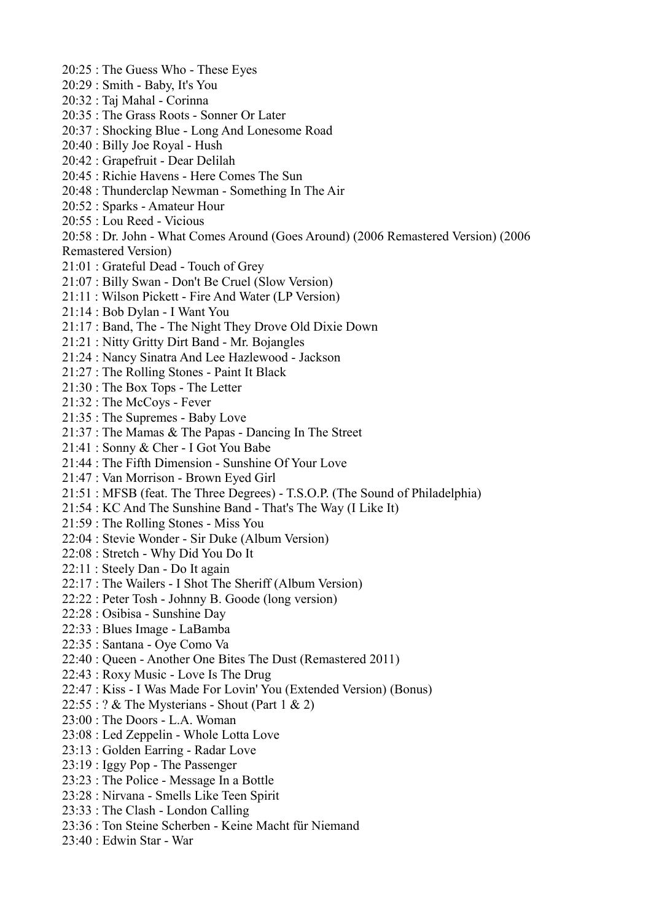20:25 : The Guess Who - These Eyes
20:29 : Smith - Baby, It's You
20:32 : Taj Mahal - Corinna
20:35 : The Grass Roots - Sonner Or Later
20:37 : Shocking Blue - Long And Lonesome Road
20:40 : Billy Joe Royal - Hush
20:42 : Grapefruit - Dear Delilah
20:45 : Richie Havens - Here Comes The Sun
20:48 : Thunderclap Newman - Something In The Air
20:52 : Sparks - Amateur Hour
20:55 : Lou Reed - Vicious
20:58 : Dr. John - What Comes Around (Goes Around) (2006 Remastered Version) (2006 Remastered Version)
21:01 : Grateful Dead - Touch of Grey
21:07 : Billy Swan - Don't Be Cruel (Slow Version)
21:11 : Wilson Pickett - Fire And Water (LP Version)
21:14 : Bob Dylan - I Want You
21:17 : Band, The - The Night They Drove Old Dixie Down
21:21 : Nitty Gritty Dirt Band - Mr. Bojangles
21:24 : Nancy Sinatra And Lee Hazlewood - Jackson
21:27 : The Rolling Stones - Paint It Black
21:30 : The Box Tops - The Letter
21:32 : The McCoys - Fever
21:35 : The Supremes - Baby Love
21:37 : The Mamas & The Papas - Dancing In The Street
21:41 : Sonny & Cher - I Got You Babe
21:44 : The Fifth Dimension - Sunshine Of Your Love
21:47 : Van Morrison - Brown Eyed Girl
21:51 : MFSB (feat. The Three Degrees) - T.S.O.P. (The Sound of Philadelphia)
21:54 : KC And The Sunshine Band - That's The Way (I Like It)
21:59 : The Rolling Stones - Miss You
22:04 : Stevie Wonder - Sir Duke (Album Version)
22:08 : Stretch - Why Did You Do It
22:11 : Steely Dan - Do It again
22:17 : The Wailers - I Shot The Sheriff (Album Version)
22:22 : Peter Tosh - Johnny B. Goode (long version)
22:28 : Osibisa - Sunshine Day
22:33 : Blues Image - LaBamba
22:35 : Santana - Oye Como Va
22:40 : Queen - Another One Bites The Dust (Remastered 2011)
22:43 : Roxy Music - Love Is The Drug
22:47 : Kiss - I Was Made For Lovin' You (Extended Version) (Bonus)
22:55 : ? & The Mysterians - Shout (Part 1 & 2)
23:00 : The Doors - L.A. Woman
23:08 : Led Zeppelin - Whole Lotta Love
23:13 : Golden Earring - Radar Love
23:19 : Iggy Pop - The Passenger
23:23 : The Police - Message In a Bottle
23:28 : Nirvana - Smells Like Teen Spirit
23:33 : The Clash - London Calling
23:36 : Ton Steine Scherben - Keine Macht für Niemand
23:40 : Edwin Star - War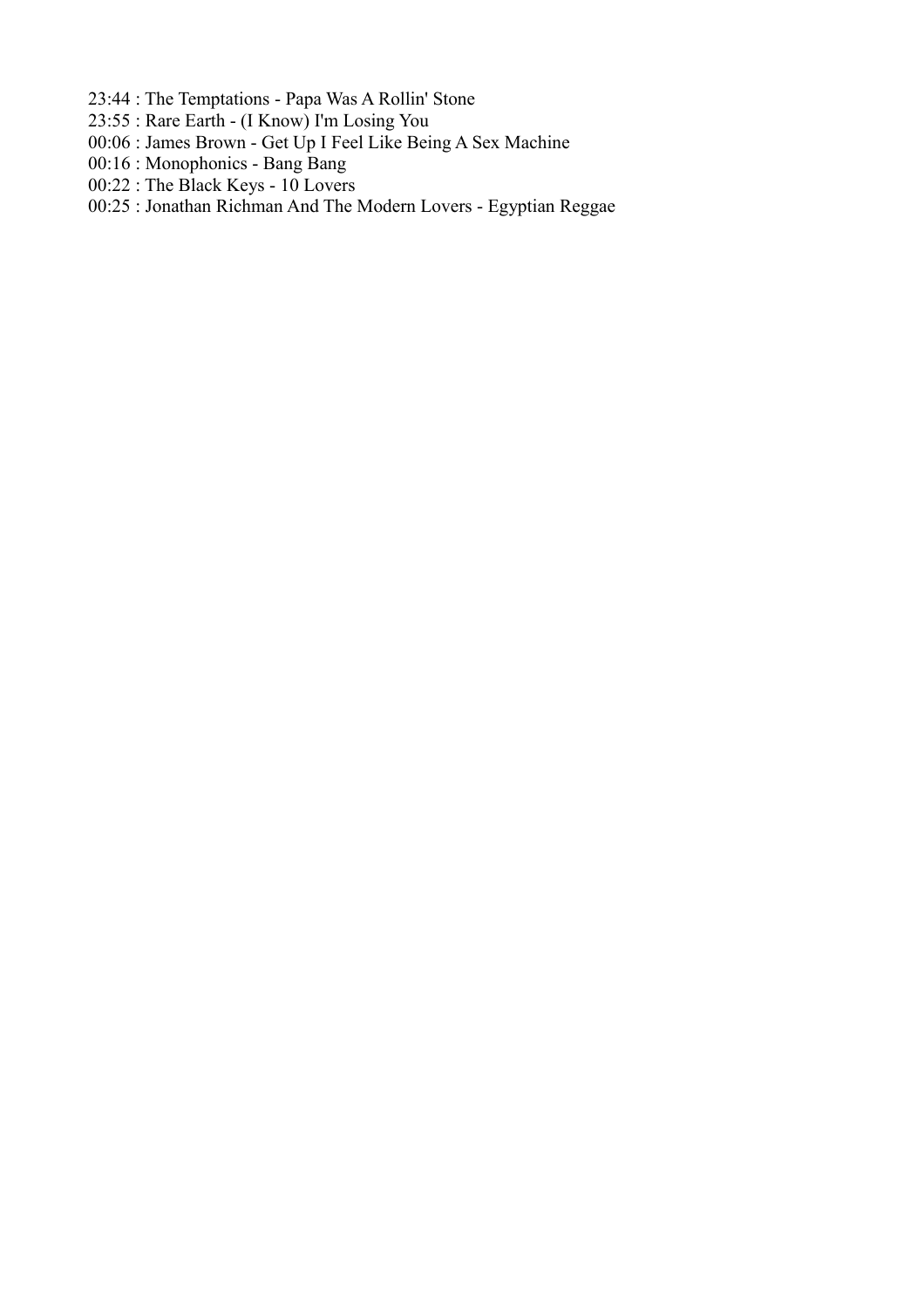23:44 : The Temptations - Papa Was A Rollin' Stone
23:55 : Rare Earth - (I Know) I'm Losing You
00:06 : James Brown - Get Up I Feel Like Being A Sex Machine
00:16 : Monophonics - Bang Bang
00:22 : The Black Keys - 10 Lovers
00:25 : Jonathan Richman And The Modern Lovers - Egyptian Reggae